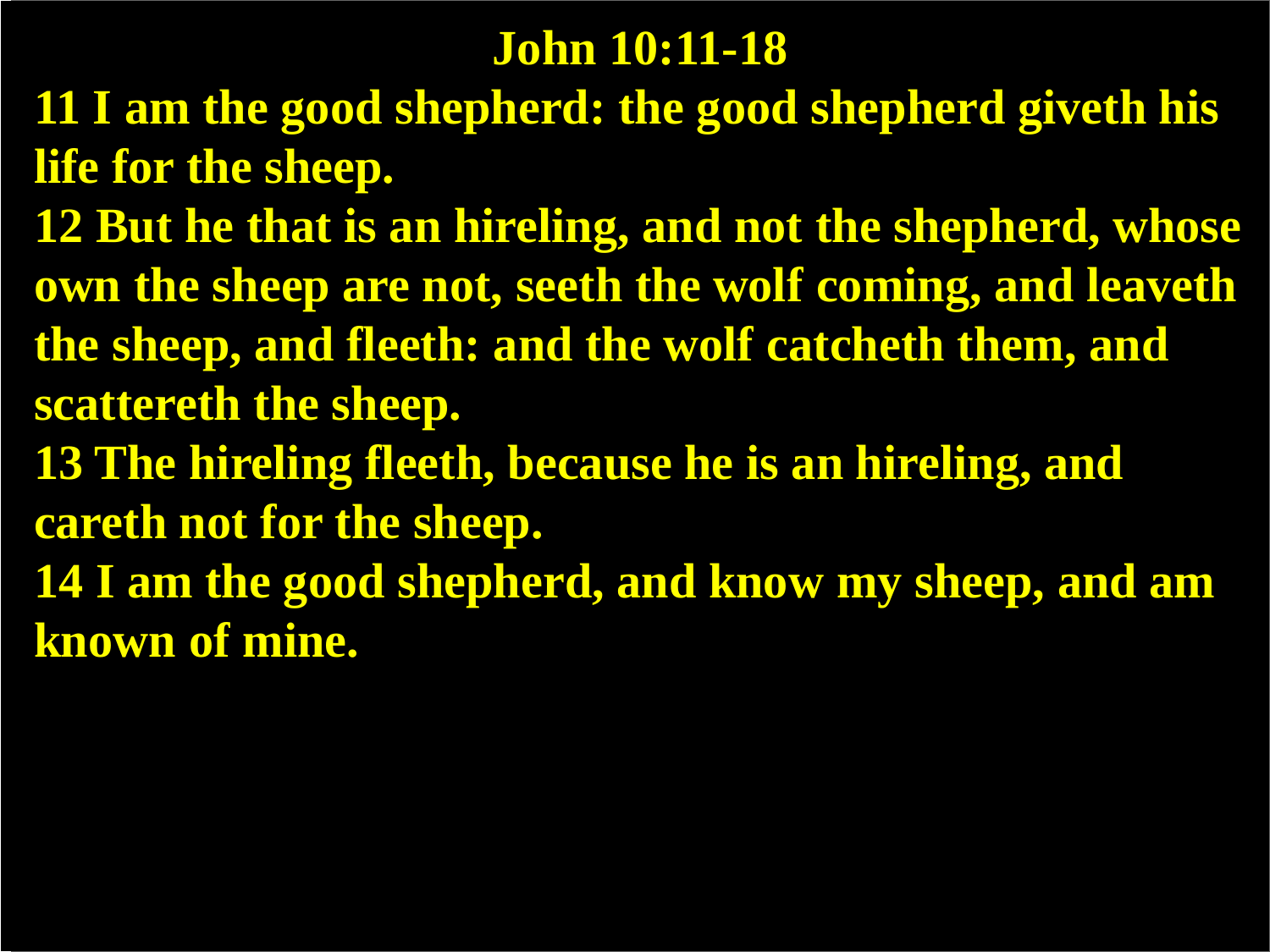# John 10:11-18

**11 I am the good shepherd: the good shepherd giveth his life for the sheep.**

**12 But he that is an hireling, and not the shepherd, whose own the sheep are not, seeth the wolf coming, and leaveth the sheep, and fleeth: and the wolf catcheth them, and scattereth the sheep.**

**13 The hireling fleeth, because he is an hireling, and careth not for the sheep.**

**14 I am the good shepherd, and know my sheep, and am known of mine.**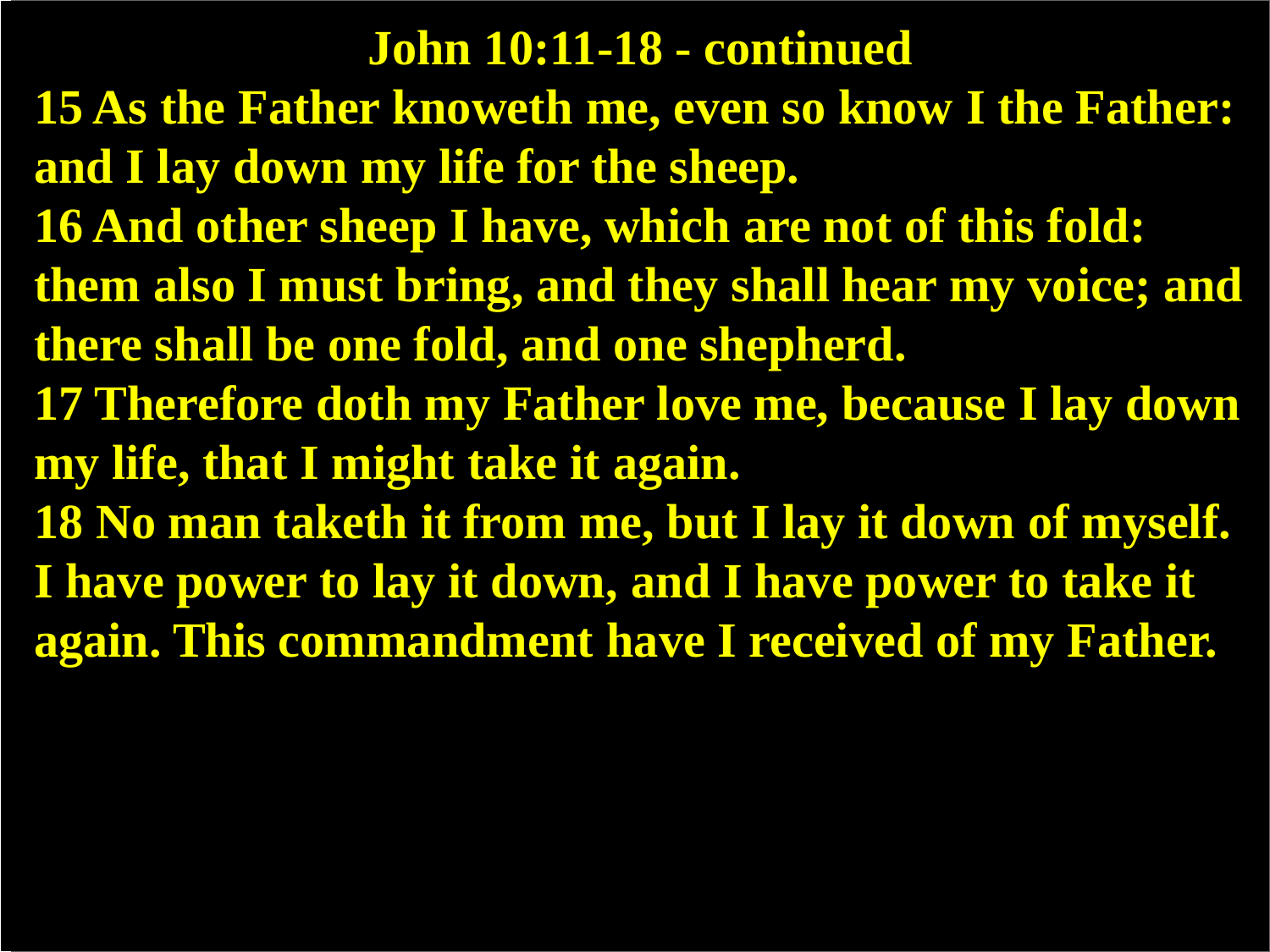# John 10:11-18 - continued

**15 As the Father knoweth me, even so know I the Father: and I lay down my life for the sheep.**

**16 And other sheep I have, which are not of this fold: them also I must bring, and they shall hear my voice; and there shall be one fold, and one shepherd.**

**17 Therefore doth my Father love me, because I lay down my life, that I might take it again.**

**18 No man taketh it from me, but I lay it down of myself. I have power to lay it down, and I have power to take it again. This commandment have I received of my Father.**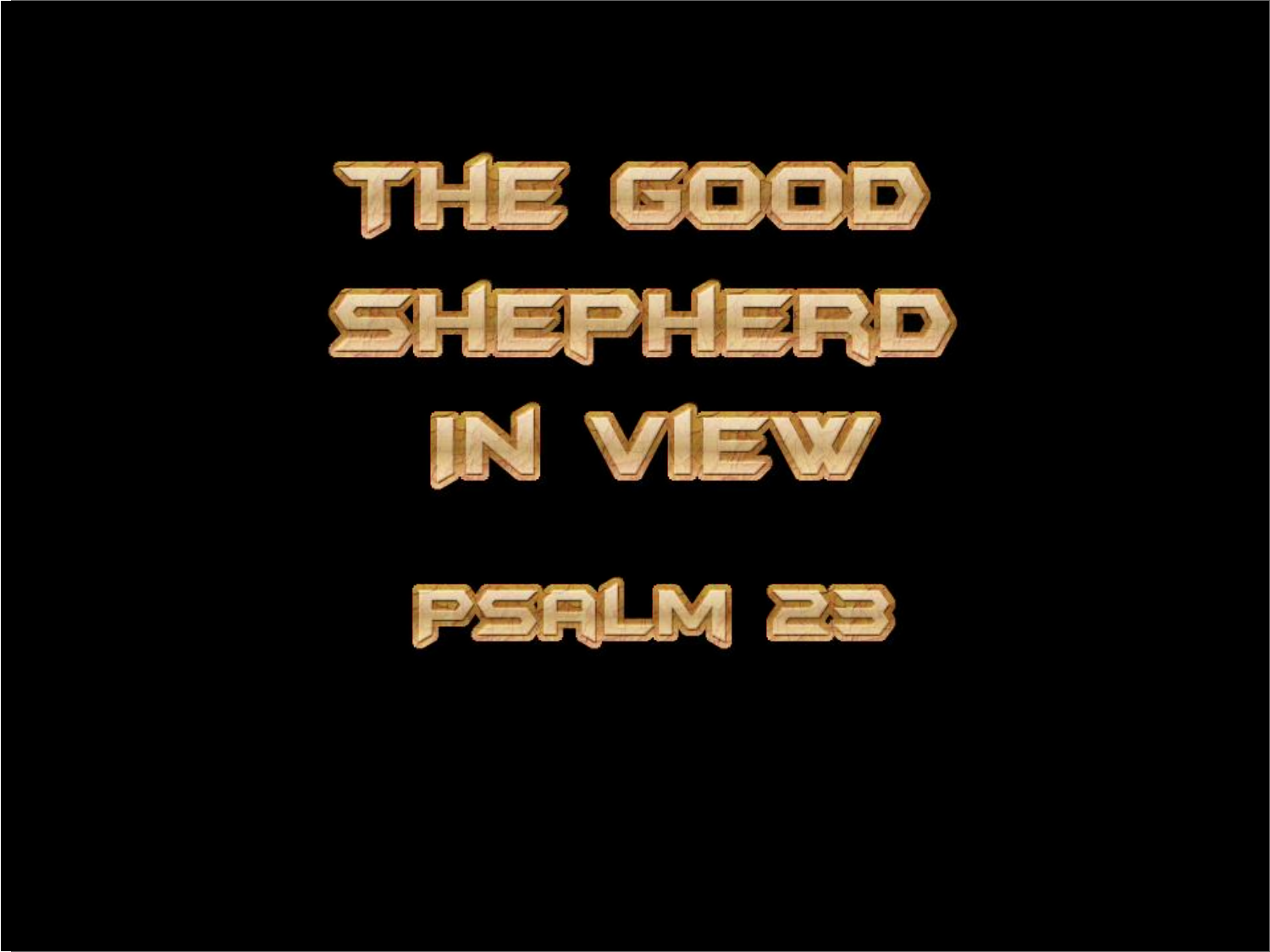# THE GOOD SHEPHERD IN VIEW

## PSALM 23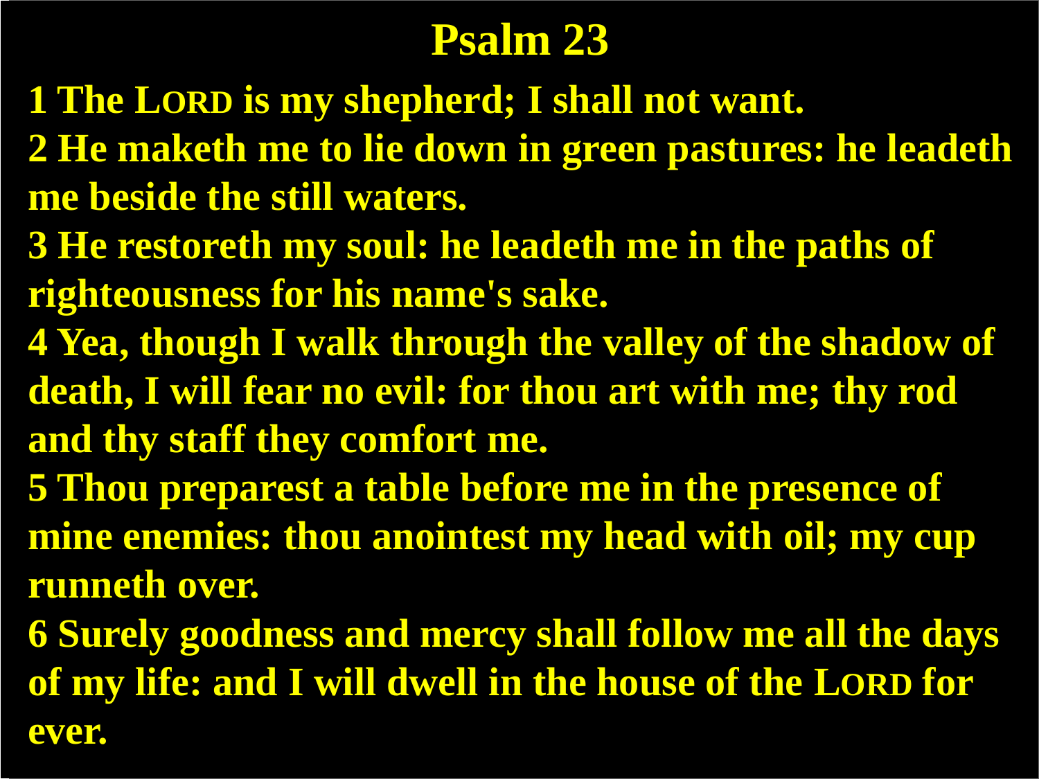# Psalm 23

**1 The LORD is my shepherd; I shall not want.**

**2 He maketh me to lie down in green pastures: he leadeth me beside the still waters.**

**3 He restoreth my soul: he leadeth me in the paths of righteousness for his name's sake.**

**4 Yea, though I walk through the valley of the shadow of death, I will fear no evil: for thou art with me; thy rod and thy staff they comfort me.**

**5 Thou preparest a table before me in the presence of mine enemies: thou anointest my head with oil; my cup runneth over.**

**6 Surely goodness and mercy shall follow me all the days of my life: and I will dwell in the house of the LORD for ever.**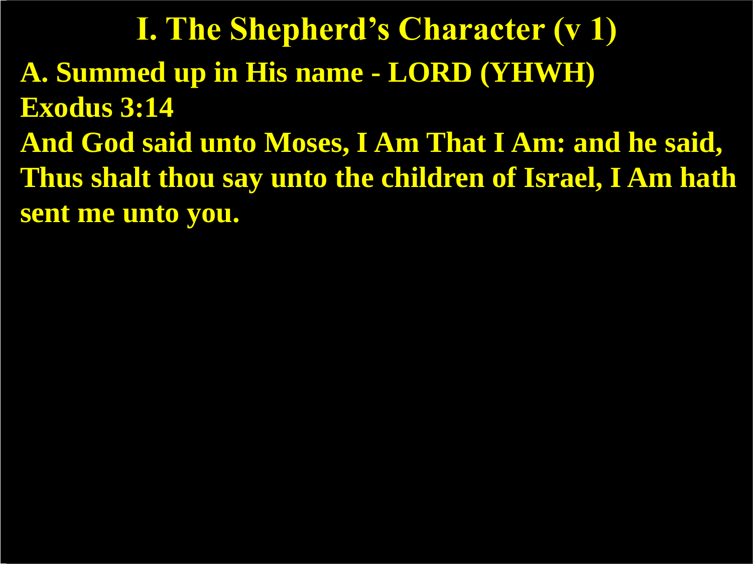# I. The Shepherd's Character (v 1)

**A. Summed up in His name - LORD (YHWH)**

**Exodus 3:14**

**And God said unto Moses, I Am That I Am: and he said, Thus shalt thou say unto the children of Israel, I Am hath sent me unto you.**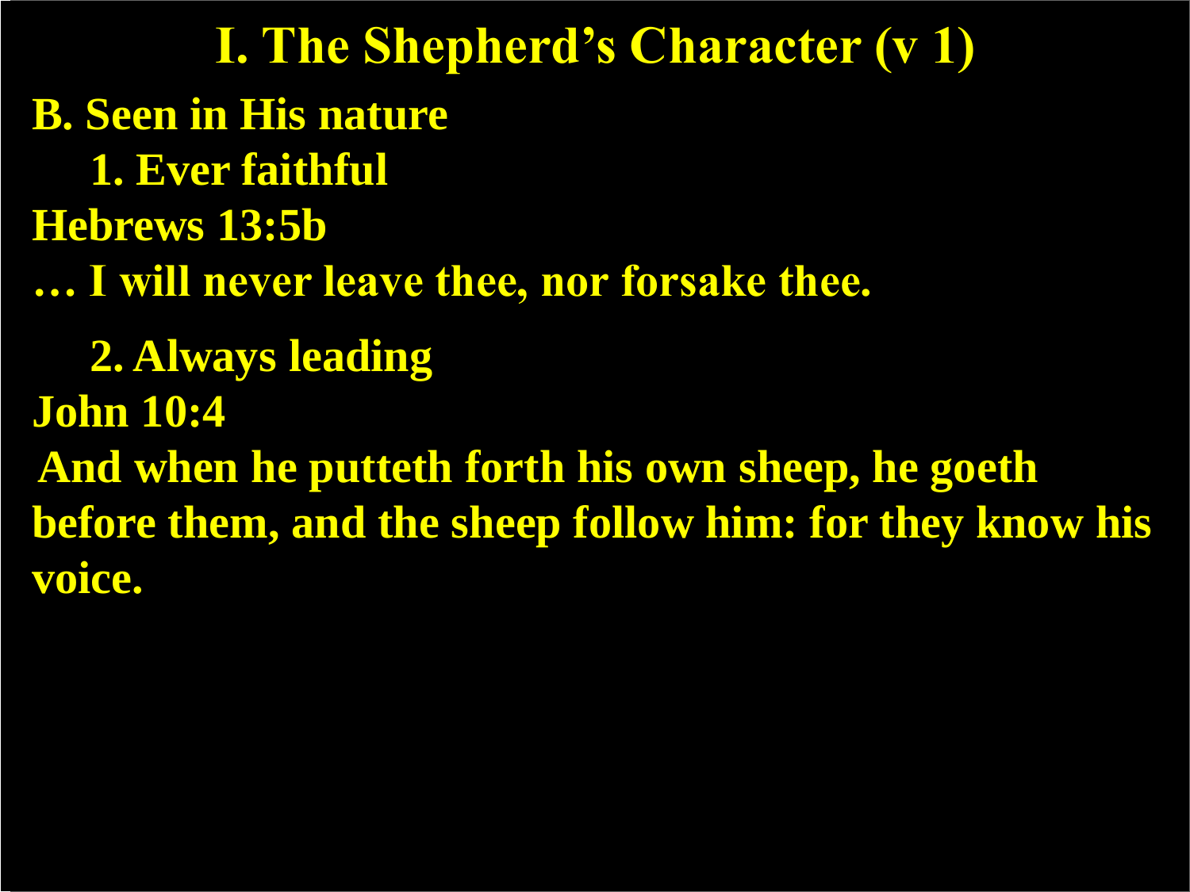# I. The Shepherd's Character (v 1)

**B. Seen in His nature**

**1. Ever faithful**

**Hebrews 13:5b**

**… I will never leave thee, nor forsake thee.**

**2. Always leading**

**John 10:4**

**And when he putteth forth his own sheep, he goeth before them, and the sheep follow him: for they know his voice.**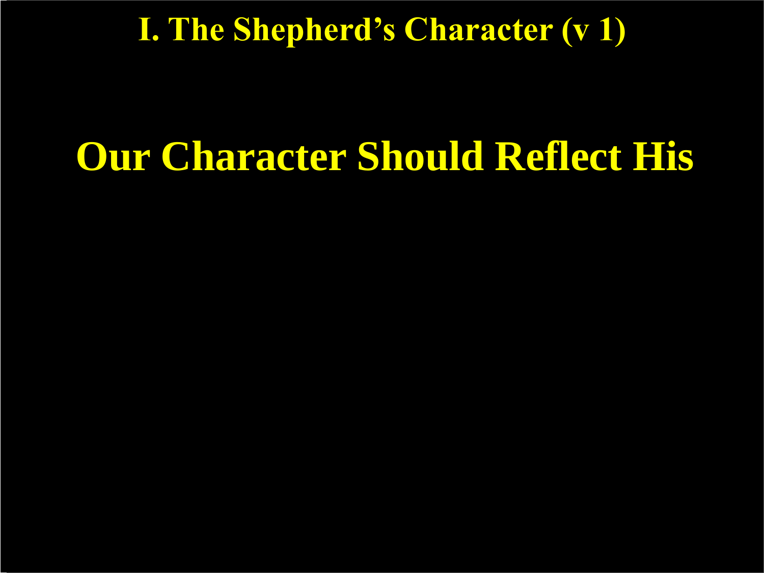# I. The Shepherd's Character (v 1)

## Our Character Should Reflect His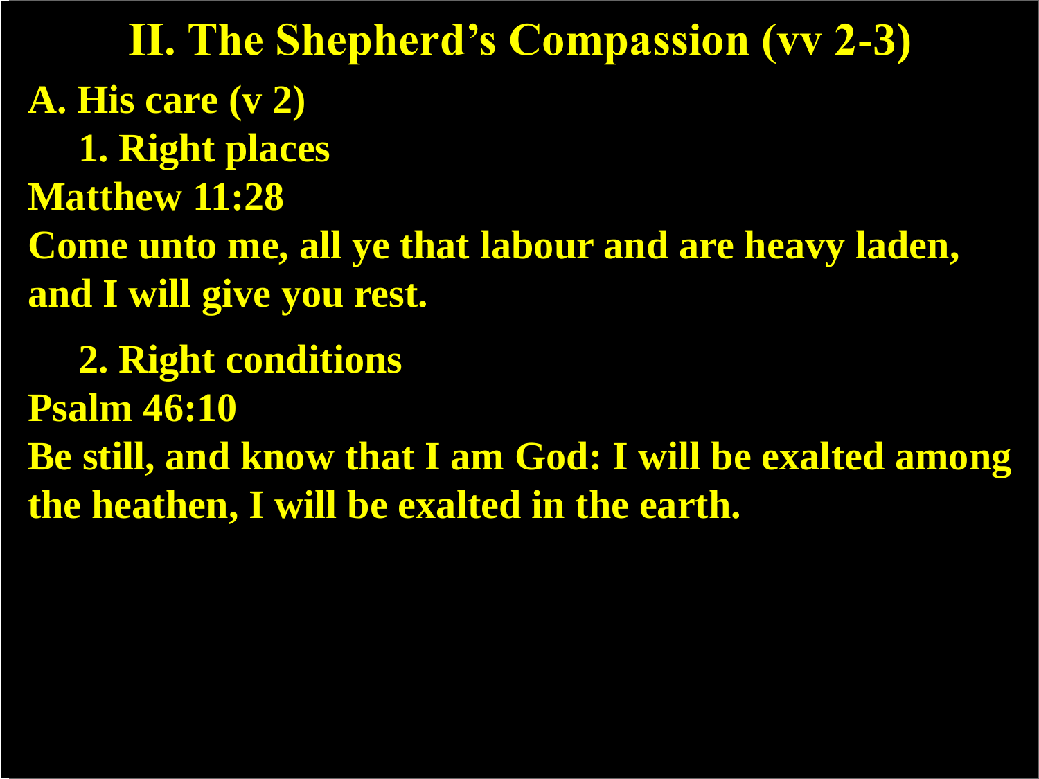# II. The Shepherd's Compassion (vv 2-3)

**A. His care (v 2)**

**1. Right places**

**Matthew 11:28**

**Come unto me, all ye that labour and are heavy laden, and I will give you rest.**

**2. Right conditions**

**Psalm 46:10**

**Be still, and know that I am God: I will be exalted among the heathen, I will be exalted in the earth.**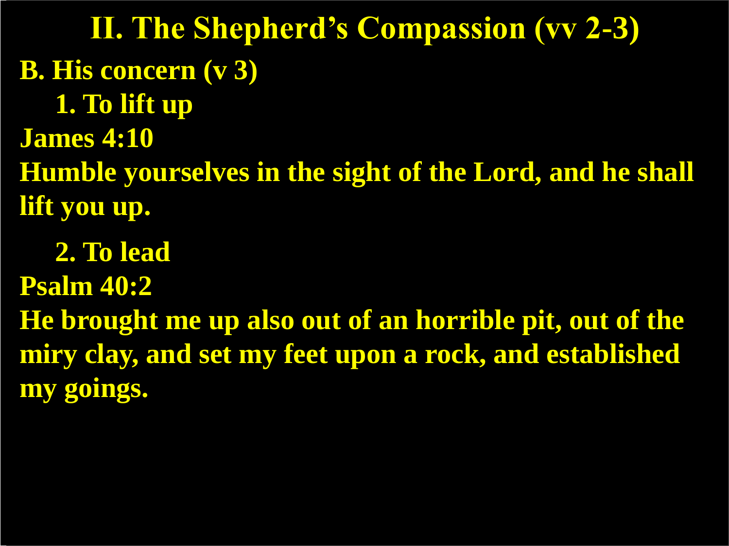# II. The Shepherd's Compassion (vv 2-3)

## B. His concern (v 3)

### 1. To lift up

**James 4:10**

**Humble yourselves in the sight of the Lord, and he shall lift you up.**

### 2. To lead

**Psalm 40:2**

**He brought me up also out of an horrible pit, out of the miry clay, and set my feet upon a rock, and established my goings.**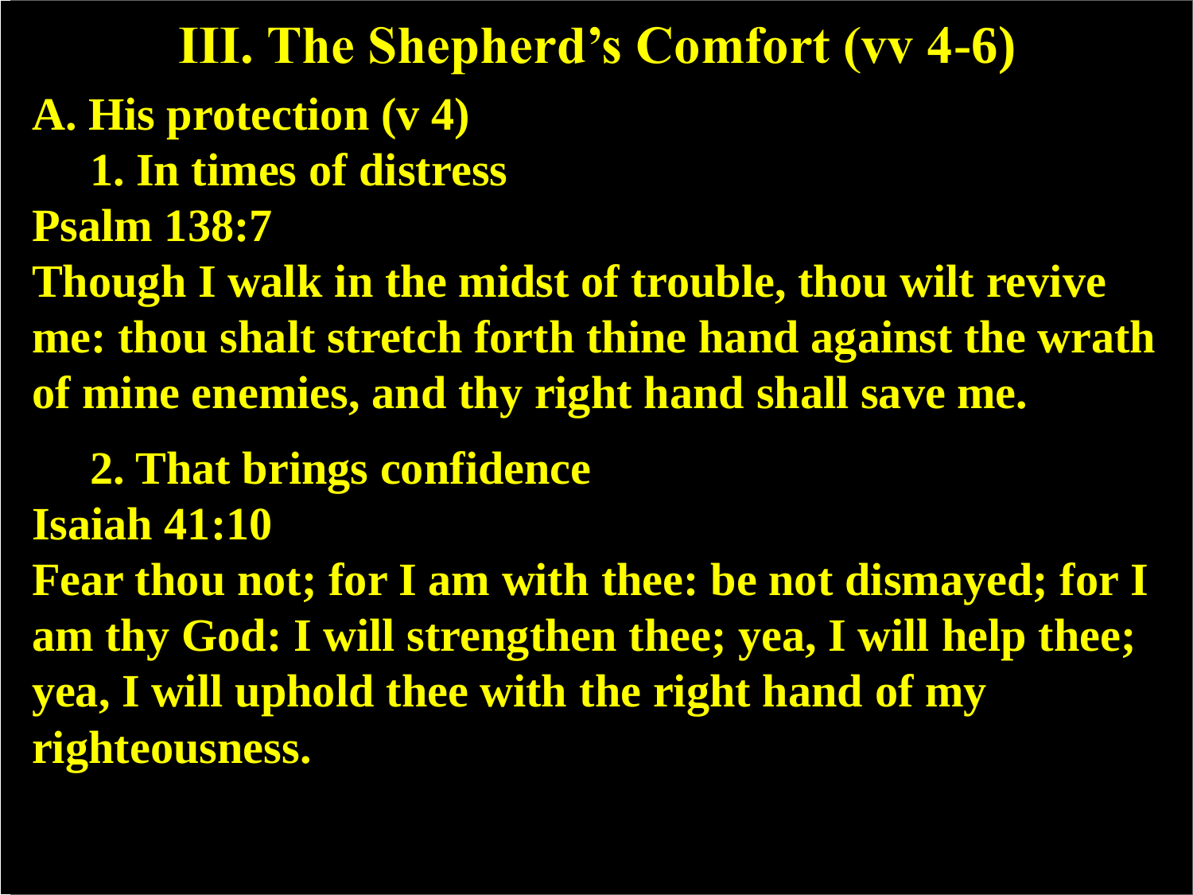# III. The Shepherd's Comfort (vv 4-6)

**A. His protection (v 4)**

**1. In times of distress**

**Psalm 138:7**

**Though I walk in the midst of trouble, thou wilt revive me: thou shalt stretch forth thine hand against the wrath of mine enemies, and thy right hand shall save me.**

**2. That brings confidence**

**Isaiah 41:10**

**Fear thou not; for I am with thee: be not dismayed; for I am thy God: I will strengthen thee; yea, I will help thee; yea, I will uphold thee with the right hand of my righteousness.**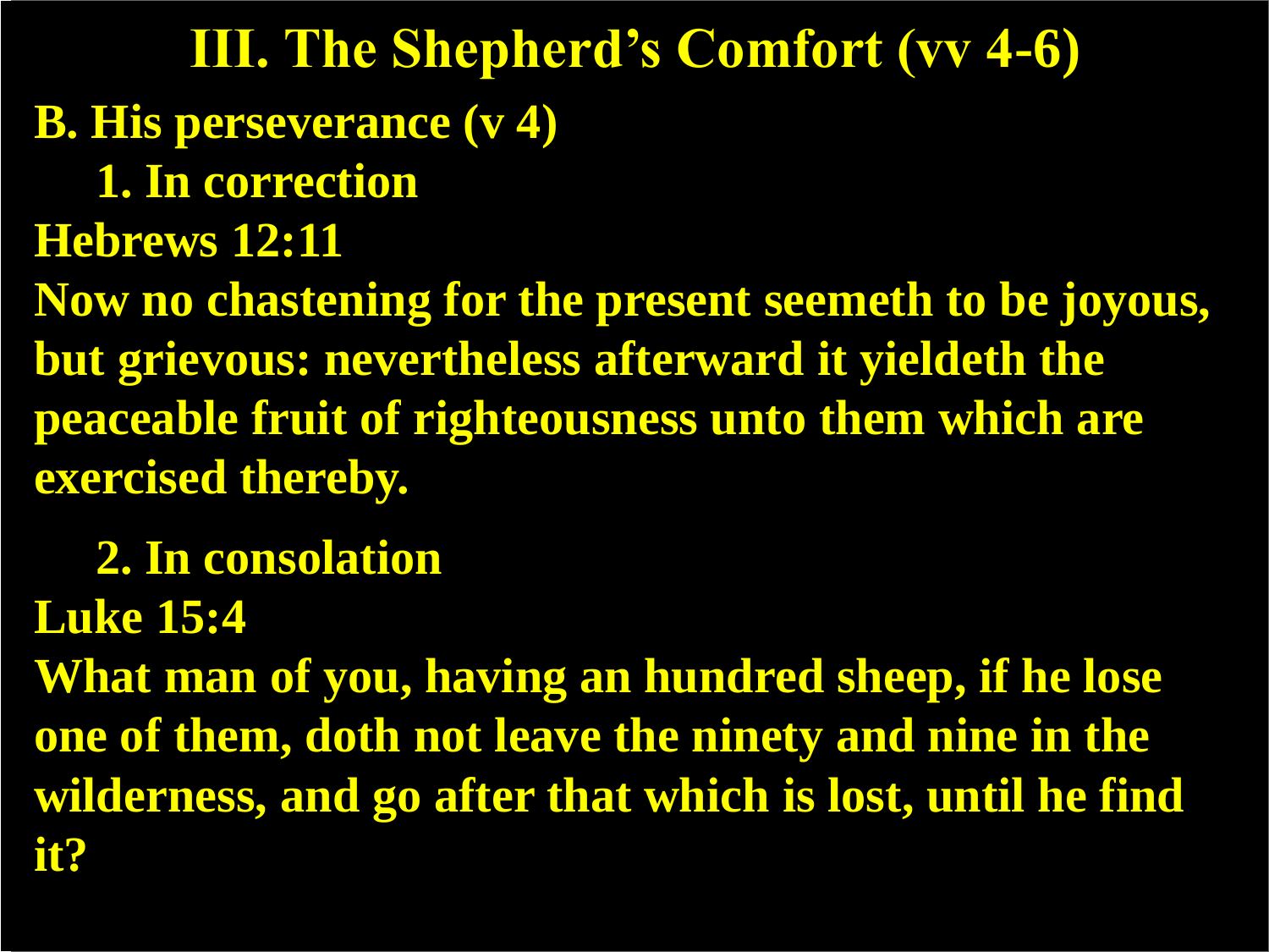# III. The Shepherd's Comfort (vv 4-6)

**B. His perseverance (v 4)**

**1. In correction**

**Hebrews 12:11**

**Now no chastening for the present seemeth to be joyous, but grievous: nevertheless afterward it yieldeth the peaceable fruit of righteousness unto them which are exercised thereby.**

**2. In consolation**

**Luke 15:4**

**What man of you, having an hundred sheep, if he lose one of them, doth not leave the ninety and nine in the wilderness, and go after that which is lost, until he find it?**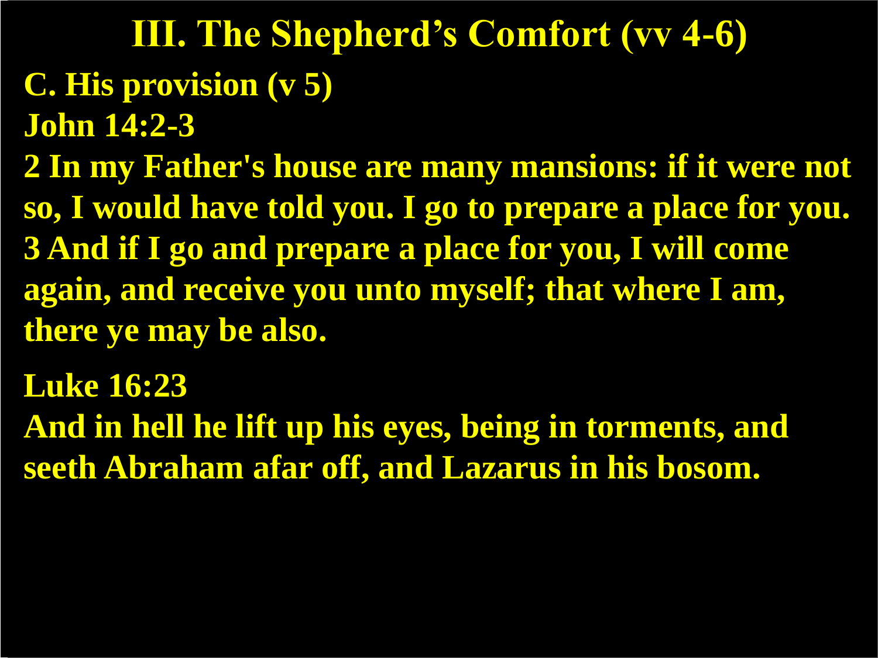# III. The Shepherd's Comfort (vv 4-6)

**C. His provision (v 5)**

**John 14:2-3**

**2 In my Father's house are many mansions: if it were not so, I would have told you. I go to prepare a place for you. 3 And if I go and prepare a place for you, I will come again, and receive you unto myself; that where I am, there ye may be also.**

**Luke 16:23**

**And in hell he lift up his eyes, being in torments, and seeth Abraham afar off, and Lazarus in his bosom.**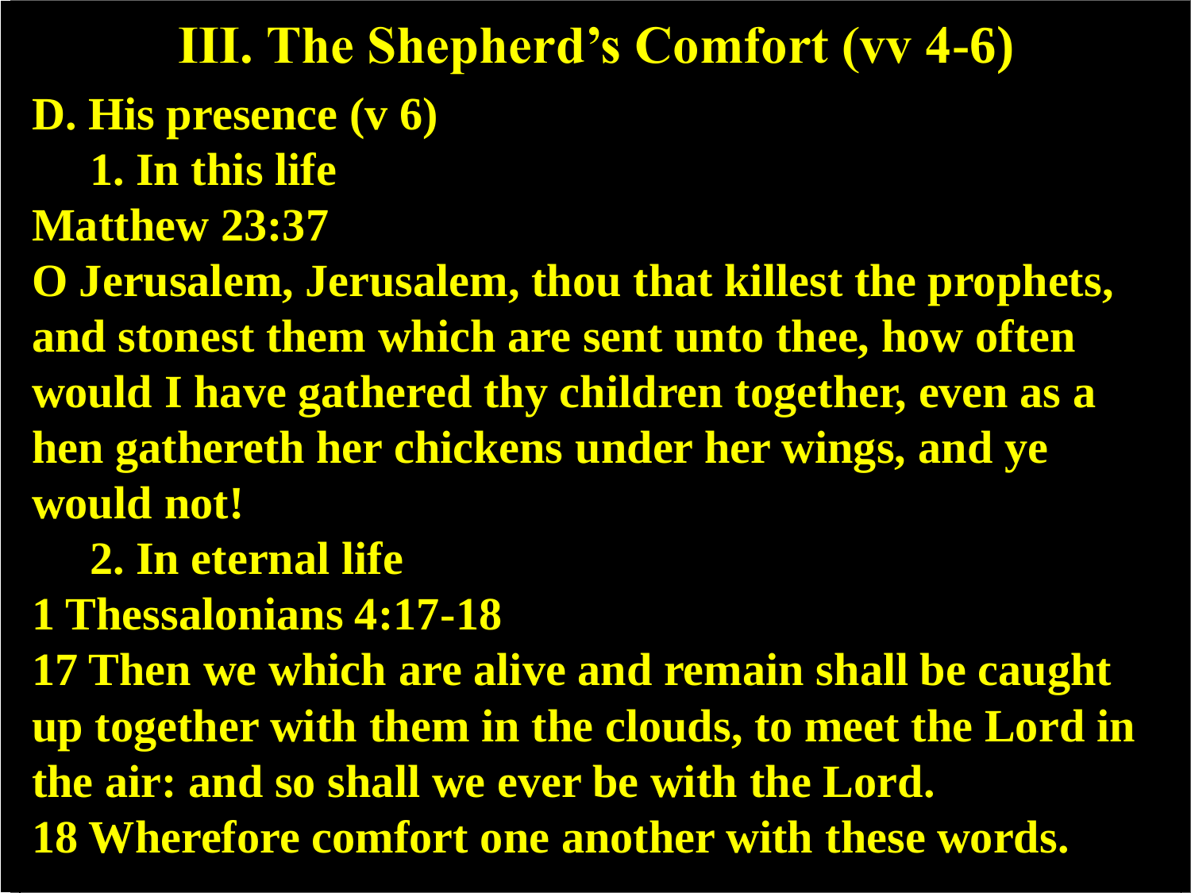# III. The Shepherd's Comfort (vv 4-6)

**D. His presence (v 6)**

**1. In this life**

**Matthew 23:37**

**O Jerusalem, Jerusalem, thou that killest the prophets, and stonest them which are sent unto thee, how often would I have gathered thy children together, even as a hen gathereth her chickens under her wings, and ye would not!**

**2. In eternal life**

**1 Thessalonians 4:17-18**

**17 Then we which are alive and remain shall be caught up together with them in the clouds, to meet the Lord in the air: and so shall we ever be with the Lord.**

**18 Wherefore comfort one another with these words.**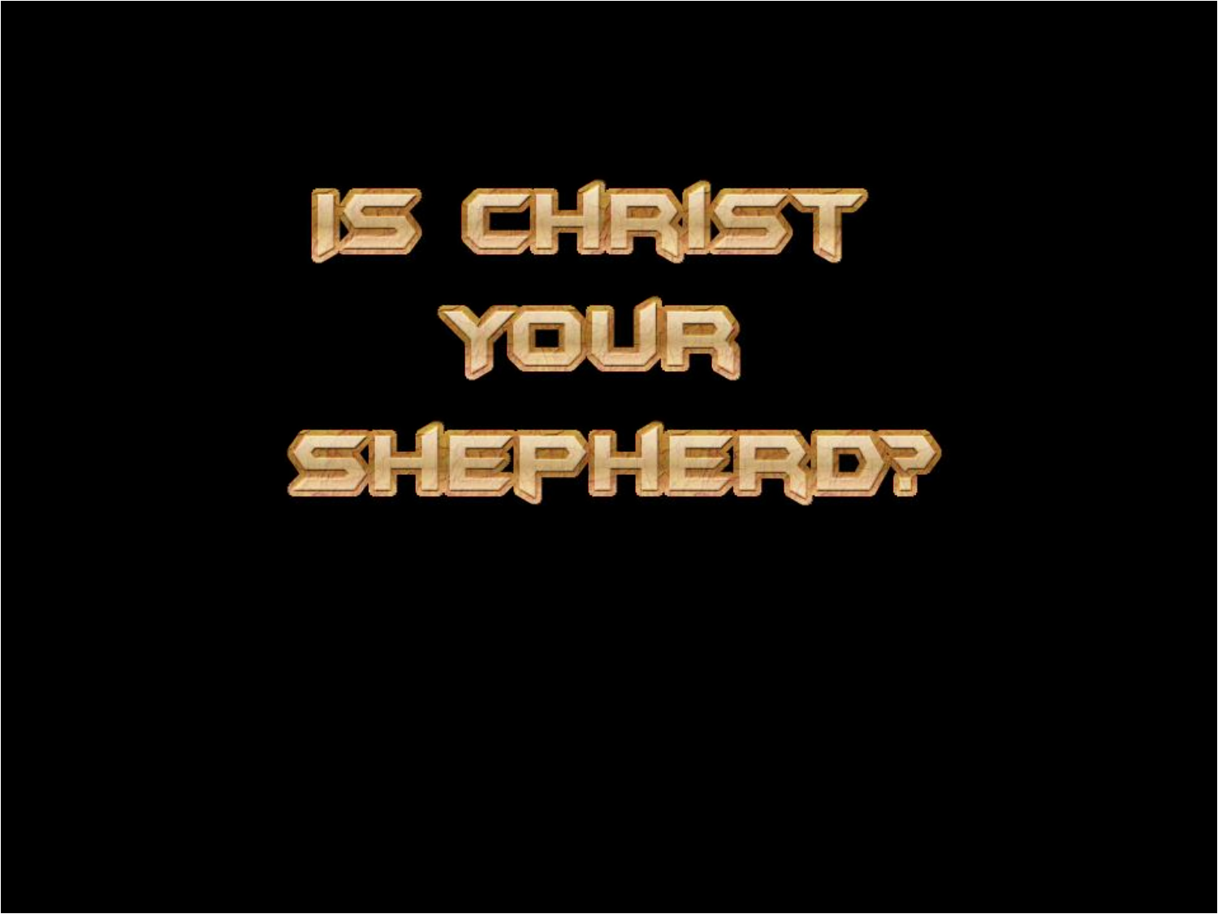# IS CHRIST YOUR SHEPHERD?